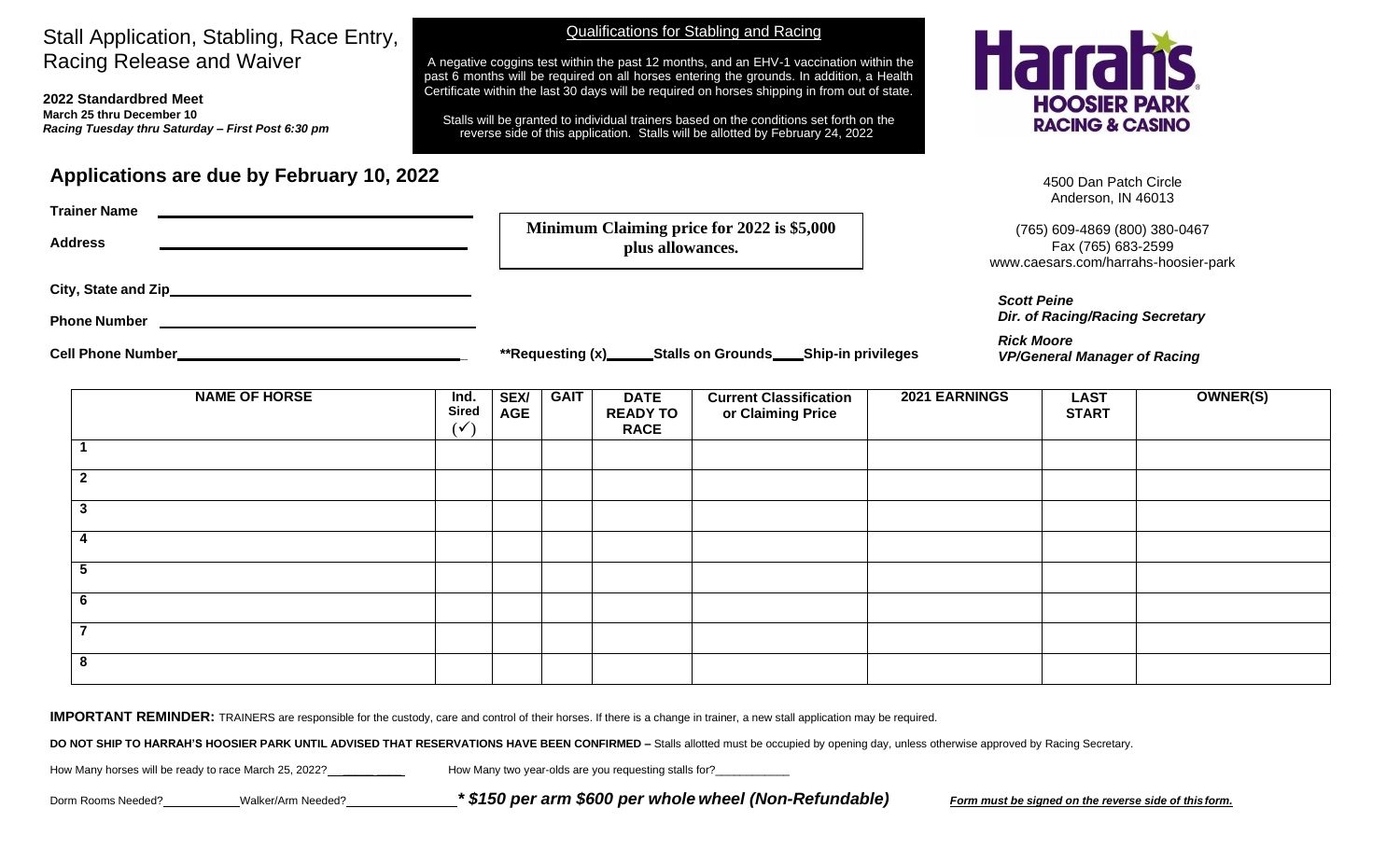# Stall Application, Stabling, Race Entry, Racing Release and Waiver

**2022 Standardbred Meet**
**March 25 thru December 10**
***Racing Tuesday thru Saturday – First Post 6:30 pm***

## Qualifications for Stabling and Racing

A negative coggins test within the past 12 months, and an EHV-1 vaccination within the past 6 months will be required on all horses entering the grounds. In addition, a Health Certificate within the last 30 days will be required on horses shipping in from out of state.

Stalls will be granted to individual trainers based on the conditions set forth on the reverse side of this application. Stalls will be allotted by February 24, 2022

**Harrah's HOOSIER PARK RACING & CASINO**

4500 Dan Patch Circle
Anderson, IN 46013

(765) 609-4869 (800) 380-0467
Fax (765) 683-2599
www.caesars.com/harrahs-hoosier-park

***Scott Peine***
***Dir. of Racing/Racing Secretary***

***Rick Moore***
***VP/General Manager of Racing***

## Applications are due by February 10, 2022

**Trainer Name** ______________________________

**Address** ______________________________

**City, State and Zip** ______________________________

**Phone Number** ______________________________

**Cell Phone Number** ______________________________

**Minimum Claiming price for 2022 is $5,000 plus allowances.**

**\*\*Requesting (x)\_\_\_\_\_\_Stalls on Grounds\_\_\_\_Ship-in privileges**

| NAME OF HORSE | Ind. Sired (✓) | SEX/ AGE | GAIT | DATE READY TO RACE | Current Classification or Claiming Price | 2021 EARNINGS | LAST START | OWNER(S) |
|---|---|---|---|---|---|---|---|---|
| 1 | | | | | | | | |
| 2 | | | | | | | | |
| 3 | | | | | | | | |
| 4 | | | | | | | | |
| 5 | | | | | | | | |
| 6 | | | | | | | | |
| 7 | | | | | | | | |
| 8 | | | | | | | | |

**IMPORTANT REMINDER:** TRAINERS are responsible for the custody, care and control of their horses. If there is a change in trainer, a new stall application may be required.

**DO NOT SHIP TO HARRAH'S HOOSIER PARK UNTIL ADVISED THAT RESERVATIONS HAVE BEEN CONFIRMED –** Stalls allotted must be occupied by opening day, unless otherwise approved by Racing Secretary.

How Many horses will be ready to race March 25, 2022?\_\_\_\_\_\_\_\_ How Many two year-olds are you requesting stalls for?\_\_\_\_\_\_\_\_\_\_\_\_

Dorm Rooms Needed?\_\_\_\_\_\_\_\_\_\_\_\_ Walker/Arm Needed?\_\_\_\_\_\_\_\_\_\_\_\_\_\_\_\_ ***\* $150 per arm $600 per whole wheel (Non-Refundable)***

***Form must be signed on the reverse side of this form.***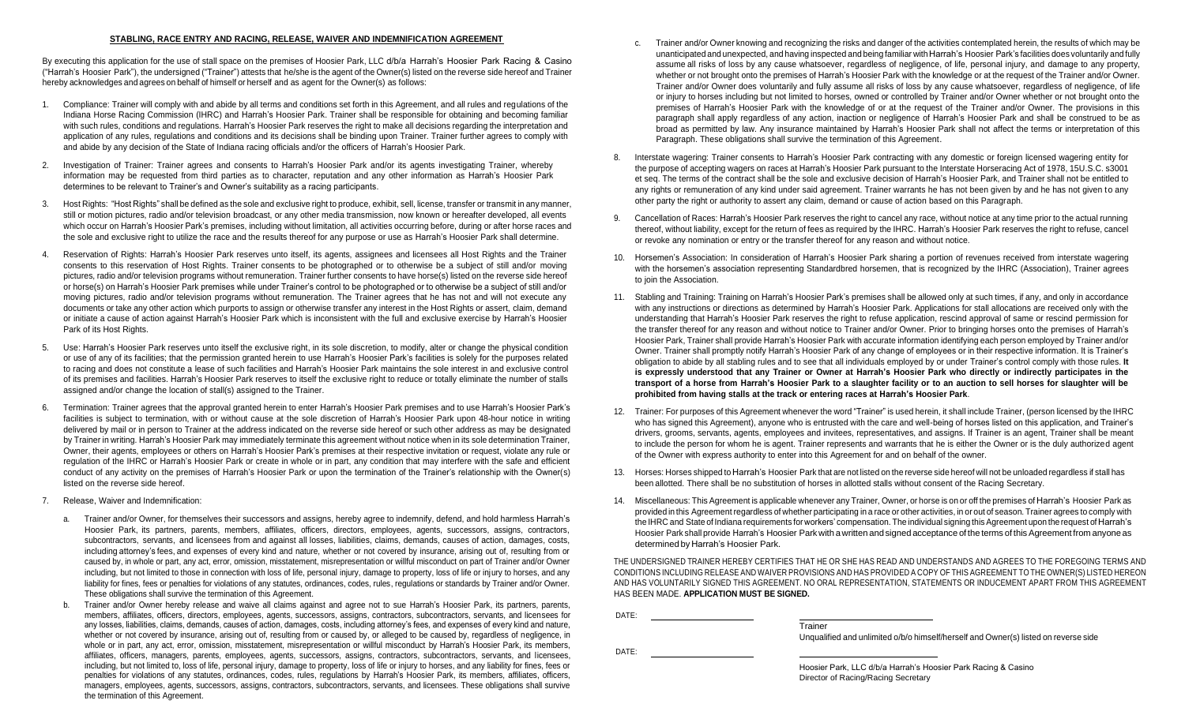## STABLING, RACE ENTRY AND RACING, RELEASE, WAIVER AND INDEMNIFICATION AGREEMENT

By executing this application for the use of stall space on the premises of Hoosier Park, LLC d/b/a Harrah's Hoosier Park Racing & Casino ("Harrah's Hoosier Park"), the undersigned ("Trainer") attests that he/she is the agent of the Owner(s) listed on the reverse side hereof and Trainer hereby acknowledges and agrees on behalf of himself or herself and as agent for the Owner(s) as follows:

1. Compliance: Trainer will comply with and abide by all terms and conditions set forth in this Agreement, and all rules and regulations of the Indiana Horse Racing Commission (IHRC) and Harrah's Hoosier Park. Trainer shall be responsible for obtaining and becoming familiar with such rules, conditions and regulations. Harrah's Hoosier Park reserves the right to make all decisions regarding the interpretation and application of any rules, regulations and conditions and its decisions shall be binding upon Trainer. Trainer further agrees to comply with and abide by any decision of the State of Indiana racing officials and/or the officers of Harrah's Hoosier Park.

2. Investigation of Trainer: Trainer agrees and consents to Harrah's Hoosier Park and/or its agents investigating Trainer, whereby information may be requested from third parties as to character, reputation and any other information as Harrah's Hoosier Park determines to be relevant to Trainer's and Owner's suitability as a racing participants.

3. Host Rights: "Host Rights" shall be defined as the sole and exclusive right to produce, exhibit, sell, license, transfer or transmit in any manner, still or motion pictures, radio and/or television broadcast, or any other media transmission, now known or hereafter developed, all events which occur on Harrah's Hoosier Park's premises, including without limitation, all activities occurring before, during or after horse races and the sole and exclusive right to utilize the race and the results thereof for any purpose or use as Harrah's Hoosier Park shall determine.

4. Reservation of Rights: Harrah's Hoosier Park reserves unto itself, its agents, assignees and licensees all Host Rights and the Trainer consents to this reservation of Host Rights. Trainer consents to be photographed or to otherwise be a subject of still and/or moving pictures, radio and/or television programs without remuneration. Trainer further consents to have horse(s) listed on the reverse side hereof or horse(s) on Harrah's Hoosier Park premises while under Trainer's control to be photographed or to otherwise be a subject of still and/or moving pictures, radio and/or television programs without remuneration. The Trainer agrees that he has not and will not execute any documents or take any other action which purports to assign or otherwise transfer any interest in the Host Rights or assert, claim, demand or initiate a cause of action against Harrah's Hoosier Park which is inconsistent with the full and exclusive exercise by Harrah's Hoosier Park of its Host Rights.

5. Use: Harrah's Hoosier Park reserves unto itself the exclusive right, in its sole discretion, to modify, alter or change the physical condition or use of any of its facilities; that the permission granted herein to use Harrah's Hoosier Park's facilities is solely for the purposes related to racing and does not constitute a lease of such facilities and Harrah's Hoosier Park maintains the sole interest in and exclusive control of its premises and facilities. Harrah's Hoosier Park reserves to itself the exclusive right to reduce or totally eliminate the number of stalls assigned and/or change the location of stall(s) assigned to the Trainer.

6. Termination: Trainer agrees that the approval granted herein to enter Harrah's Hoosier Park premises and to use Harrah's Hoosier Park's facilities is subject to termination, with or without cause at the sole discretion of Harrah's Hoosier Park upon 48-hour notice in writing delivered by mail or in person to Trainer at the address indicated on the reverse side hereof or such other address as may be designated by Trainer in writing. Harrah's Hoosier Park may immediately terminate this agreement without notice when in its sole determination Trainer, Owner, their agents, employees or others on Harrah's Hoosier Park's premises at their respective invitation or request, violate any rule or regulation of the IHRC or Harrah's Hoosier Park or create in whole or in part, any condition that may interfere with the safe and efficient conduct of any activity on the premises of Harrah's Hoosier Park or upon the termination of the Trainer's relationship with the Owner(s) listed on the reverse side hereof.

7. Release, Waiver and Indemnification:

   a. Trainer and/or Owner, for themselves their successors and assigns, hereby agree to indemnify, defend, and hold harmless Harrah's Hoosier Park, its partners, parents, members, affiliates, officers, directors, employees, agents, successors, assigns, contractors, subcontractors, servants, and licensees from and against all losses, liabilities, claims, demands, causes of action, damages, costs, including attorney's fees, and expenses of every kind and nature, whether or not covered by insurance, arising out of, resulting from or caused by, in whole or in part, any act, error, omission, misstatement, misrepresentation or willful misconduct on part of Trainer and/or Owner including, but not limited to those in connection with loss of life, personal injury, damage to property, loss of life or injury to horses, and any liability for fines, fees or penalties for violations of any statutes, ordinances, codes, rules, regulations or standards by Trainer and/or Owner. These obligations shall survive the termination of this Agreement.

   b. Trainer and/or Owner hereby release and waive all claims against and agree not to sue Harrah's Hoosier Park, its partners, parents, members, affiliates, officers, directors, employees, agents, successors, assigns, contractors, subcontractors, servants, and licensees for any losses, liabilities, claims, demands, causes of action, damages, costs, including attorney's fees, and expenses of every kind and nature, whether or not covered by insurance, arising out of, resulting from or caused by, or alleged to be caused by, regardless of negligence, in whole or in part, any act, error, omission, misstatement, misrepresentation or willful misconduct by Harrah's Hoosier Park, its members, affiliates, officers, managers, parents, employees, agents, successors, assigns, contractors, subcontractors, servants, and licensees, including, but not limited to, loss of life, personal injury, damage to property, loss of life or injury to horses, and any liability for fines, fees or penalties for violations of any statutes, ordinances, codes, rules, regulations by Harrah's Hoosier Park, its members, affiliates, officers, managers, employees, agents, successors, assigns, contractors, subcontractors, servants, and licensees. These obligations shall survive the termination of this Agreement.

   c. Trainer and/or Owner knowing and recognizing the risks and danger of the activities contemplated herein, the results of which may be unanticipated and unexpected, and having inspected and being familiar with Harrah's Hoosier Park's facilities does voluntarily and fully assume all risks of loss by any cause whatsoever, regardless of negligence, of life, personal injury, and damage to any property, whether or not brought onto the premises of Harrah's Hoosier Park with the knowledge or at the request of the Trainer and/or Owner. Trainer and/or Owner does voluntarily and fully assume all risks of loss by any cause whatsoever, regardless of negligence, of life or injury to horses including but not limited to horses, owned or controlled by Trainer and/or Owner whether or not brought onto the premises of Harrah's Hoosier Park with the knowledge of or at the request of the Trainer and/or Owner. The provisions in this paragraph shall apply regardless of any action, inaction or negligence of Harrah's Hoosier Park and shall be construed to be as broad as permitted by law. Any insurance maintained by Harrah's Hoosier Park shall not affect the terms or interpretation of this Paragraph. These obligations shall survive the termination of this Agreement.

8. Interstate wagering: Trainer consents to Harrah's Hoosier Park contracting with any domestic or foreign licensed wagering entity for the purpose of accepting wagers on races at Harrah's Hoosier Park pursuant to the Interstate Horseracing Act of 1978, 15U.S.C. s3001 et seq. The terms of the contract shall be the sole and exclusive decision of Harrah's Hoosier Park, and Trainer shall not be entitled to any rights or remuneration of any kind under said agreement. Trainer warrants he has not been given by and he has not given to any other party the right or authority to assert any claim, demand or cause of action based on this Paragraph.

9. Cancellation of Races: Harrah's Hoosier Park reserves the right to cancel any race, without notice at any time prior to the actual running thereof, without liability, except for the return of fees as required by the IHRC. Harrah's Hoosier Park reserves the right to refuse, cancel or revoke any nomination or entry or the transfer thereof for any reason and without notice.

10. Horsemen's Association: In consideration of Harrah's Hoosier Park sharing a portion of revenues received from interstate wagering with the horsemen's association representing Standardbred horsemen, that is recognized by the IHRC (Association), Trainer agrees to join the Association.

11. Stabling and Training: Training on Harrah's Hoosier Park's premises shall be allowed only at such times, if any, and only in accordance with any instructions or directions as determined by Harrah's Hoosier Park. Applications for stall allocations are received only with the understanding that Harrah's Hoosier Park reserves the right to refuse application, rescind approval of same or rescind permission for the transfer thereof for any reason and without notice to Trainer and/or Owner. Prior to bringing horses onto the premises of Harrah's Hoosier Park, Trainer shall provide Harrah's Hoosier Park with accurate information identifying each person employed by Trainer and/or Owner. Trainer shall promptly notify Harrah's Hoosier Park of any change of employees or in their respective information. It is Trainer's obligation to abide by all stabling rules and to see that all individuals employed by or under Trainer's control comply with those rules. **It is expressly understood that any Trainer or Owner at Harrah's Hoosier Park who directly or indirectly participates in the transport of a horse from Harrah's Hoosier Park to a slaughter facility or to an auction to sell horses for slaughter will be prohibited from having stalls at the track or entering races at Harrah's Hoosier Park**.

12. Trainer: For purposes of this Agreement whenever the word "Trainer" is used herein, it shall include Trainer, (person licensed by the IHRC who has signed this Agreement), anyone who is entrusted with the care and well-being of horses listed on this application, and Trainer's drivers, grooms, servants, agents, employees and invitees, representatives, and assigns. If Trainer is an agent, Trainer shall be meant to include the person for whom he is agent. Trainer represents and warrants that he is either the Owner or is the duly authorized agent of the Owner with express authority to enter into this Agreement for and on behalf of the owner.

13. Horses: Horses shipped to Harrah's Hoosier Park that are not listed on the reverse side hereof will not be unloaded regardless if stall has been allotted. There shall be no substitution of horses in allotted stalls without consent of the Racing Secretary.

14. Miscellaneous: This Agreement is applicable whenever any Trainer, Owner, or horse is on or off the premises of Harrah's Hoosier Park as provided in this Agreement regardless of whether participating in a race or other activities, in or out of season. Trainer agrees to comply with the IHRC and State of Indiana requirements for workers' compensation. The individual signing this Agreement upon the request of Harrah's Hoosier Park shall provide Harrah's Hoosier Park with a written and signed acceptance of the terms of this Agreement from anyone as determined by Harrah's Hoosier Park.

THE UNDERSIGNED TRAINER HEREBY CERTIFIES THAT HE OR SHE HAS READ AND UNDERSTANDS AND AGREES TO THE FOREGOING TERMS AND CONDITIONS INCLUDING RELEASE AND WAIVER PROVISIONS AND HAS PROVIDED A COPY OF THIS AGREEMENT TO THE OWNER(S) LISTED HEREON AND HAS VOLUNTARILY SIGNED THIS AGREEMENT. NO ORAL REPRESENTATION, STATEMENTS OR INDUCEMENT APART FROM THIS AGREEMENT HAS BEEN MADE. **APPLICATION MUST BE SIGNED.**

DATE: ____________________

____________________
Trainer
Unqualified and unlimited o/b/o himself/herself and Owner(s) listed on reverse side

DATE: ____________________

____________________
Hoosier Park, LLC d/b/a Harrah's Hoosier Park Racing & Casino
Director of Racing/Racing Secretary